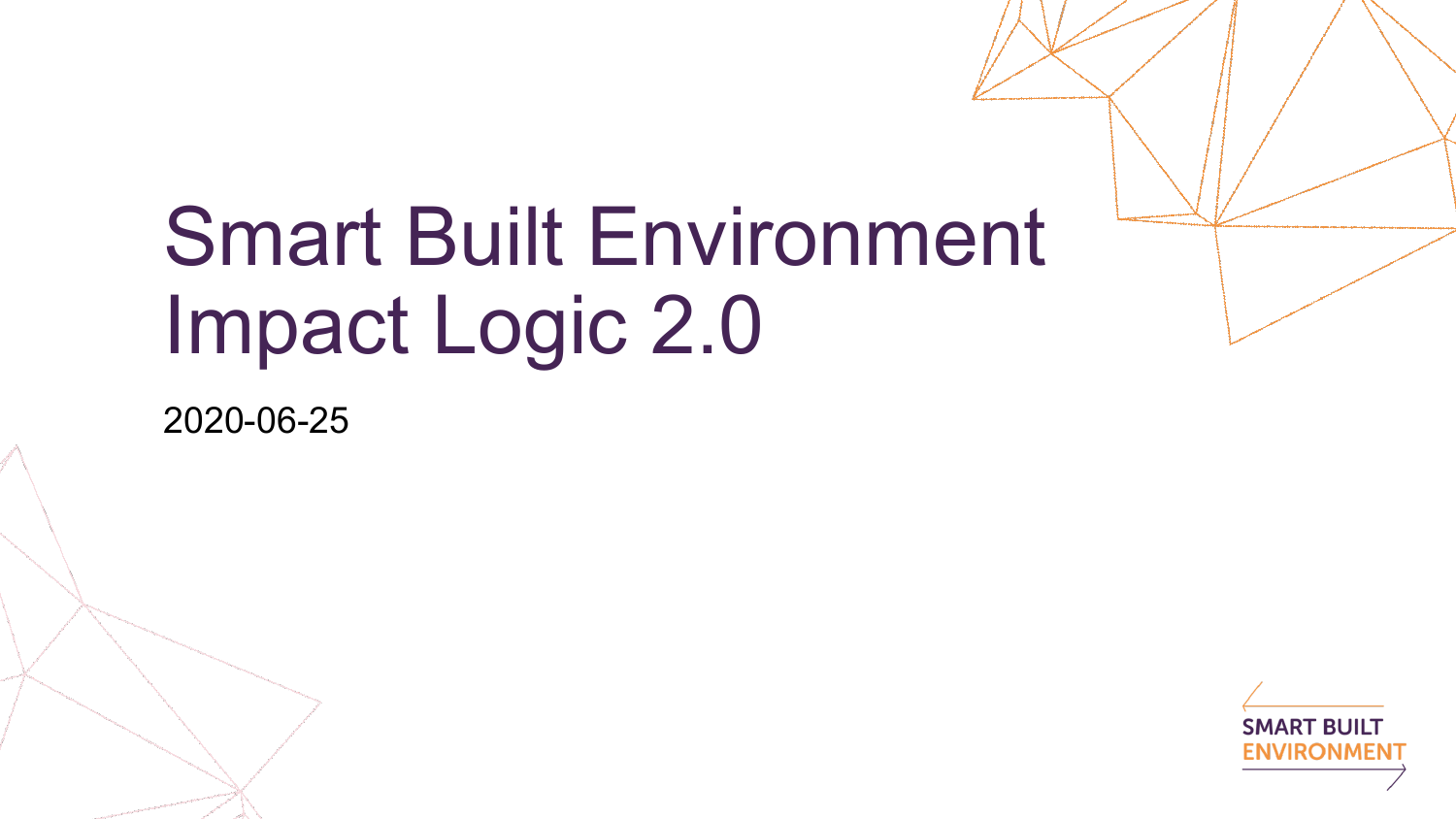# Smart Built Environment Impact Logic 2.0

2020-06-25

SMART BUILT ENVIRONMENT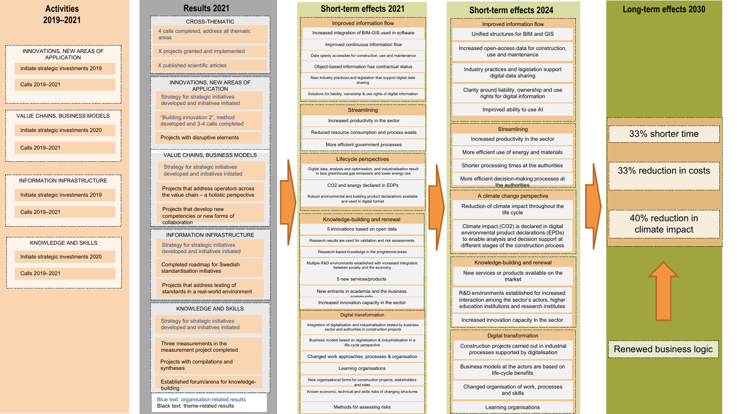## Activities 2019–2021

**INNOVATIONS, NEW AREAS OF APPLICATION**
- Initiate strategic investments 2019
- Calls 2019–2021

**VALUE CHAINS, BUSINESS MODELS**
- Initiate strategic investments 2020
- Calls 2019–2021

**INFORMATION INFRASTRUCTURE**
- Initiate strategic investments 2019
- Calls 2019–2021

**KNOWLEDGE AND SKILLS**
- Initiate strategic investments 2020
- Calls 2019–2021

## Results 2021

**CROSS-THEMATIC**
- 4 calls completed, address all thematic areas
- X projects granted and implemented
- X published scientific articles

**INNOVATIONS, NEW AREAS OF APPLICATION**
- Strategy for strategic initiatives developed and initiatives initiated
- "Building innovation 2", method developed and 3-4 calls completed
- Projects with disruptive elements

**VALUE CHAINS, BUSINESS MODELS**
- Strategy for strategic initiatives developed and initiatives initiated
- Projects that address operators across the value chain – a holistic perspective
- Projects that develop new competencies or new forms of collaboration

**INFORMATION INFRASTRUCTURE**
- Strategy for strategic initiatives developed and initiatives initiated
- Completed roadmap for Swedish standardisation initiatives
- Projects that address testing of standards in a real-world environment

**KNOWLEDGE AND SKILLS**
- Strategy for strategic initiatives developed and initiatives initiated
- Three measurements in the measurement project completed
- Projects with compilations and syntheses
- Established forum/arena for knowledge-building

Blue text: organisation-related results
Black text: theme-related results

## Short-term effects 2021

**Improved information flow**
- Increased integration of BIM-GIS used in software
- Improved continuous information flow
- Data openly accessible for construction, use and maintenance
- Object-based information has contractual status
- New industry practices and legislation that support digital data sharing
- Solutions for liability, ownership & use rights of digital information

**Streamlining**
- Increased productivity in the sector
- Reduced resource consumption and process waste
- More efficient government processes

**Lifecycle perspectives**
- Digital data, analysis and optimisation, and industrialisation result in less greenhouse gas emissions and lower energy use
- CO2 and energy declared in EDPs
- Robust environmental and building product declarations available and used in digital format

**Knowledge-building and renewal**
- 5 innovations based on open data
- Research results are used for validation and risk assessments
- Research-based knowledge in the programme areas
- Multiple R&D environments established with increased integration between society and the economy
- 5 new services/products
- New entrants in academia and the business community
- Increased innovation capacity in the sector

**Digital transformation**
- Integration of digitalisation and industrialisation tested by business sector and authorities in construction projects
- Business models based on digitalisation & industrialisation in a life-cycle perspective
- Changed work approaches, processes & organisation
- Learning organisations
- New organisational forms for construction projects, stakeholders and roles
- Known economic, technical and skills risks of changing structures
- Methods for assessing risks

## Short-term effects 2024

**Improved information flow**
- Unified structures for BIM and GIS
- Increased open-access data for construction, use and maintenance
- Industry practices and legislation support digital data sharing
- Clarity around liability, ownership and use rights for digital information
- Improved ability to use AI

**Streamlining**
- Increased productivity in the sector
- More efficient use of energy and materials
- Shorter processing times at the authorities
- More efficient decision-making processes at the authorities

**A climate change perspective**
- Reduction of climate impact throughout the life cycle
- Climate impact (CO2) is declared in digital environmental product declarations (EPDs) to enable analysis and decision support at different stages of the construction process

**Knowledge-building and renewal**
- New services or products available on the market
- R&D environments established for increased interaction among the sector's actors, higher education institutions and research institutes
- Increased innovation capacity in the sector

**Digital transformation**
- Construction projects carried out in industrial processes supported by digitalisation
- Business models at the actors are based on life-cycle benefits
- Changed organisation of work, processes and skills
- Learning organisations

## Long-term effects 2030

- 33% shorter time
- 33% reduction in costs
- 40% reduction in climate impact

Renewed business logic